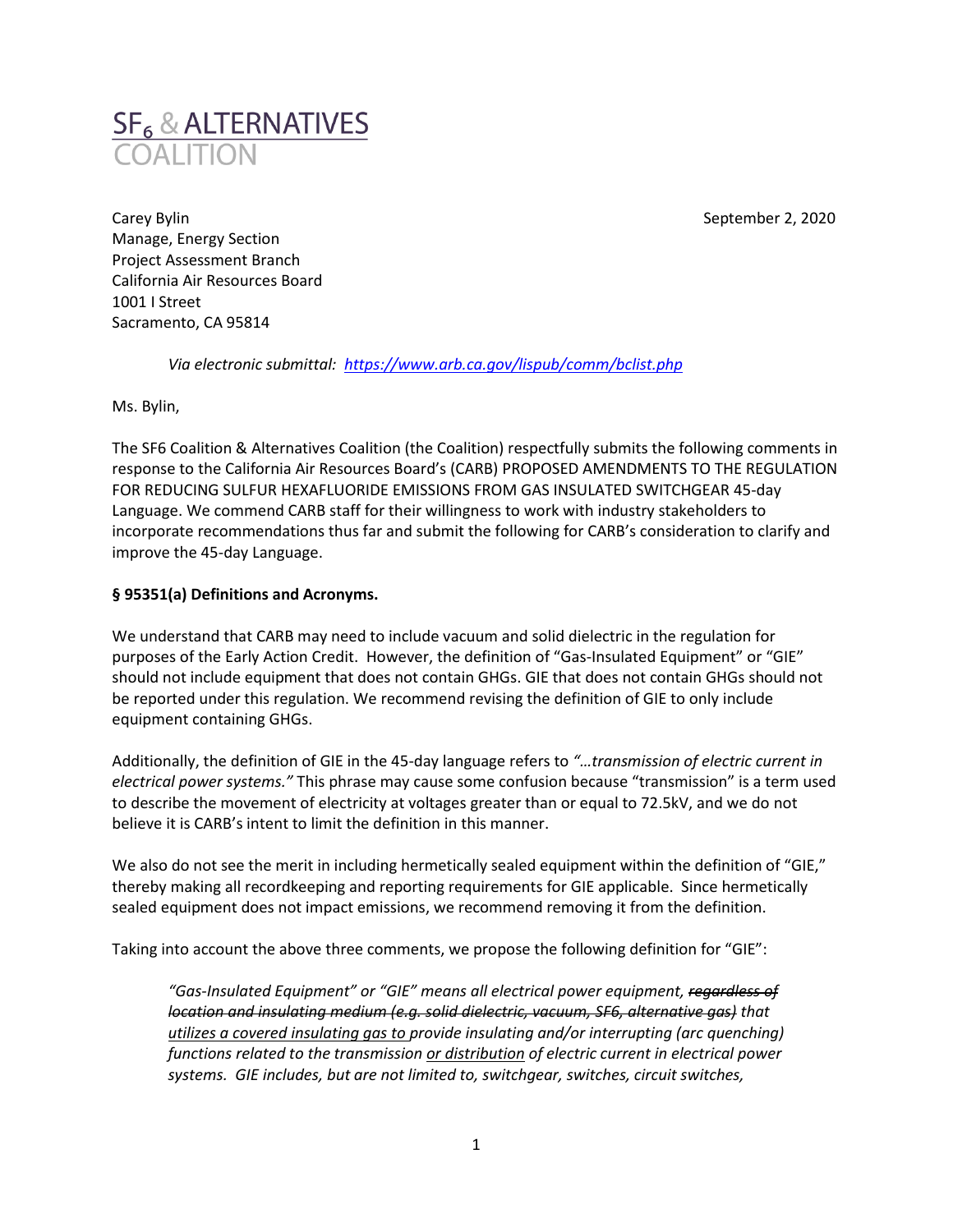$SF_6$ & ALTERNATIVES COALITION

Carey Bylin
Manage, Energy Section
Project Assessment Branch
California Air Resources Board
1001 I Street
Sacramento, CA 95814

September 2, 2020

*Via electronic submittal: [https://www.arb.ca.gov/lispub/comm/bclist.php](https://www.arb.ca.gov/lispub/comm/bclist.php)*

Ms. Bylin,

The SF6 Coalition & Alternatives Coalition (the Coalition) respectfully submits the following comments in response to the California Air Resources Board's (CARB) PROPOSED AMENDMENTS TO THE REGULATION FOR REDUCING SULFUR HEXAFLUORIDE EMISSIONS FROM GAS INSULATED SWITCHGEAR 45-day Language. We commend CARB staff for their willingness to work with industry stakeholders to incorporate recommendations thus far and submit the following for CARB's consideration to clarify and improve the 45-day Language.

**§ 95351(a) Definitions and Acronyms.**

We understand that CARB may need to include vacuum and solid dielectric in the regulation for purposes of the Early Action Credit. However, the definition of "Gas-Insulated Equipment" or "GIE" should not include equipment that does not contain GHGs. GIE that does not contain GHGs should not be reported under this regulation. We recommend revising the definition of GIE to only include equipment containing GHGs.

Additionally, the definition of GIE in the 45-day language refers to *"…transmission of electric current in electrical power systems."* This phrase may cause some confusion because "transmission" is a term used to describe the movement of electricity at voltages greater than or equal to 72.5kV, and we do not believe it is CARB's intent to limit the definition in this manner.

We also do not see the merit in including hermetically sealed equipment within the definition of "GIE," thereby making all recordkeeping and reporting requirements for GIE applicable. Since hermetically sealed equipment does not impact emissions, we recommend removing it from the definition.

Taking into account the above three comments, we propose the following definition for "GIE":

> *"Gas-Insulated Equipment" or "GIE" means all electrical power equipment, ~~regardless of location and insulating medium (e.g. solid dielectric, vacuum, SF6, alternative gas)~~ that <u>utilizes a covered insulating gas to</u> provide insulating and/or interrupting (arc quenching) functions related to the transmission <u>or distribution</u> of electric current in electrical power systems. GIE includes, but are not limited to, switchgear, switches, circuit switches,*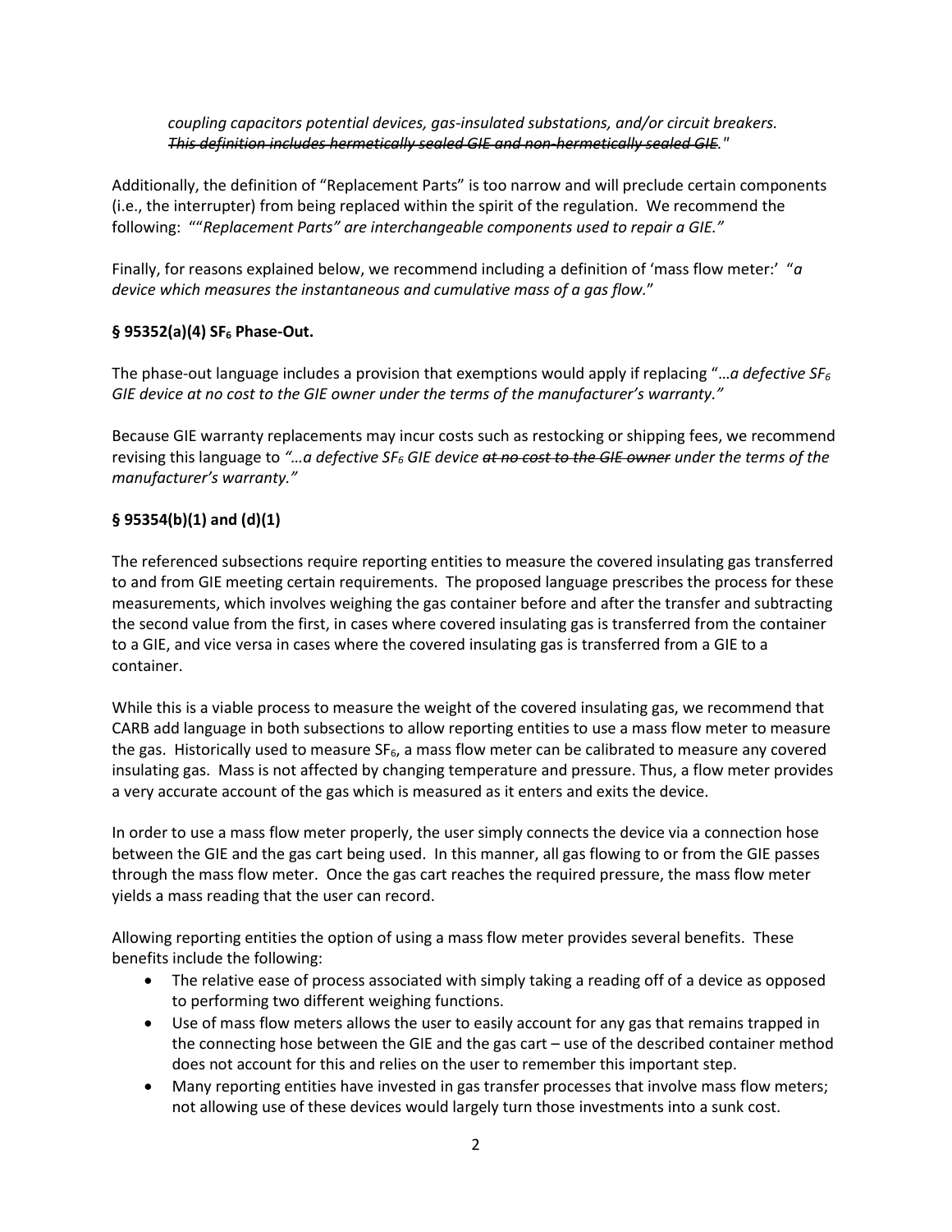*coupling capacitors potential devices, gas-insulated substations, and/or circuit breakers.* ~~*This definition includes hermetically sealed GIE and non-hermetically sealed GIE.*~~"

Additionally, the definition of "Replacement Parts" is too narrow and will preclude certain components (i.e., the interrupter) from being replaced within the spirit of the regulation. We recommend the following: ""*Replacement Parts" are interchangeable components used to repair a GIE."*

Finally, for reasons explained below, we recommend including a definition of 'mass flow meter:' "*a device which measures the instantaneous and cumulative mass of a gas flow.*"

**§ 95352(a)(4) $SF_6$ Phase-Out.**

The phase-out language includes a provision that exemptions would apply if replacing "*…a defective $SF_6$ GIE device at no cost to the GIE owner under the terms of the manufacturer's warranty."*

Because GIE warranty replacements may incur costs such as restocking or shipping fees, we recommend revising this language to *"…a defective $SF_6$ GIE device* ~~*at no cost to the GIE owner*~~ *under the terms of the manufacturer's warranty."*

**§ 95354(b)(1) and (d)(1)**

The referenced subsections require reporting entities to measure the covered insulating gas transferred to and from GIE meeting certain requirements. The proposed language prescribes the process for these measurements, which involves weighing the gas container before and after the transfer and subtracting the second value from the first, in cases where covered insulating gas is transferred from the container to a GIE, and vice versa in cases where the covered insulating gas is transferred from a GIE to a container.

While this is a viable process to measure the weight of the covered insulating gas, we recommend that CARB add language in both subsections to allow reporting entities to use a mass flow meter to measure the gas. Historically used to measure $SF_6$, a mass flow meter can be calibrated to measure any covered insulating gas. Mass is not affected by changing temperature and pressure. Thus, a flow meter provides a very accurate account of the gas which is measured as it enters and exits the device.

In order to use a mass flow meter properly, the user simply connects the device via a connection hose between the GIE and the gas cart being used. In this manner, all gas flowing to or from the GIE passes through the mass flow meter. Once the gas cart reaches the required pressure, the mass flow meter yields a mass reading that the user can record.

Allowing reporting entities the option of using a mass flow meter provides several benefits. These benefits include the following:

- The relative ease of process associated with simply taking a reading off of a device as opposed to performing two different weighing functions.
- Use of mass flow meters allows the user to easily account for any gas that remains trapped in the connecting hose between the GIE and the gas cart – use of the described container method does not account for this and relies on the user to remember this important step.
- Many reporting entities have invested in gas transfer processes that involve mass flow meters; not allowing use of these devices would largely turn those investments into a sunk cost.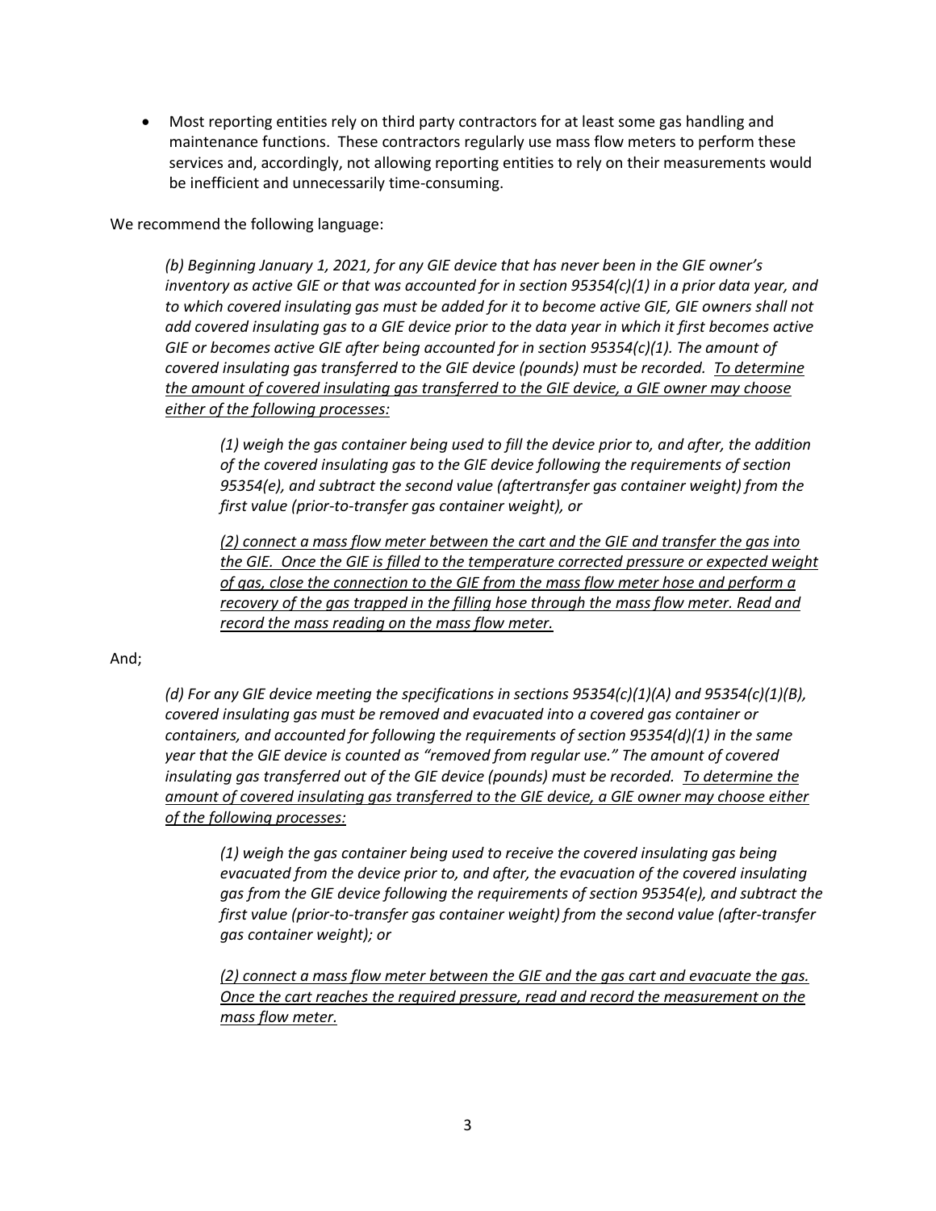- Most reporting entities rely on third party contractors for at least some gas handling and maintenance functions. These contractors regularly use mass flow meters to perform these services and, accordingly, not allowing reporting entities to rely on their measurements would be inefficient and unnecessarily time-consuming.

We recommend the following language:

> *(b) Beginning January 1, 2021, for any GIE device that has never been in the GIE owner's inventory as active GIE or that was accounted for in section 95354(c)(1) in a prior data year, and to which covered insulating gas must be added for it to become active GIE, GIE owners shall not add covered insulating gas to a GIE device prior to the data year in which it first becomes active GIE or becomes active GIE after being accounted for in section 95354(c)(1). The amount of covered insulating gas transferred to the GIE device (pounds) must be recorded. <u>To determine the amount of covered insulating gas transferred to the GIE device, a GIE owner may choose either of the following processes:</u>*
>
> > *(1) weigh the gas container being used to fill the device prior to, and after, the addition of the covered insulating gas to the GIE device following the requirements of section 95354(e), and subtract the second value (aftertransfer gas container weight) from the first value (prior-to-transfer gas container weight), or*
> >
> > *<u>(2) connect a mass flow meter between the cart and the GIE and transfer the gas into the GIE. Once the GIE is filled to the temperature corrected pressure or expected weight of gas, close the connection to the GIE from the mass flow meter hose and perform a recovery of the gas trapped in the filling hose through the mass flow meter. Read and record the mass reading on the mass flow meter.</u>*

And;

> *(d) For any GIE device meeting the specifications in sections 95354(c)(1)(A) and 95354(c)(1)(B), covered insulating gas must be removed and evacuated into a covered gas container or containers, and accounted for following the requirements of section 95354(d)(1) in the same year that the GIE device is counted as "removed from regular use." The amount of covered insulating gas transferred out of the GIE device (pounds) must be recorded. <u>To determine the amount of covered insulating gas transferred to the GIE device, a GIE owner may choose either of the following processes:</u>*
>
> > *(1) weigh the gas container being used to receive the covered insulating gas being evacuated from the device prior to, and after, the evacuation of the covered insulating gas from the GIE device following the requirements of section 95354(e), and subtract the first value (prior-to-transfer gas container weight) from the second value (after-transfer gas container weight); or*
> >
> > *<u>(2) connect a mass flow meter between the GIE and the gas cart and evacuate the gas. Once the cart reaches the required pressure, read and record the measurement on the mass flow meter.</u>*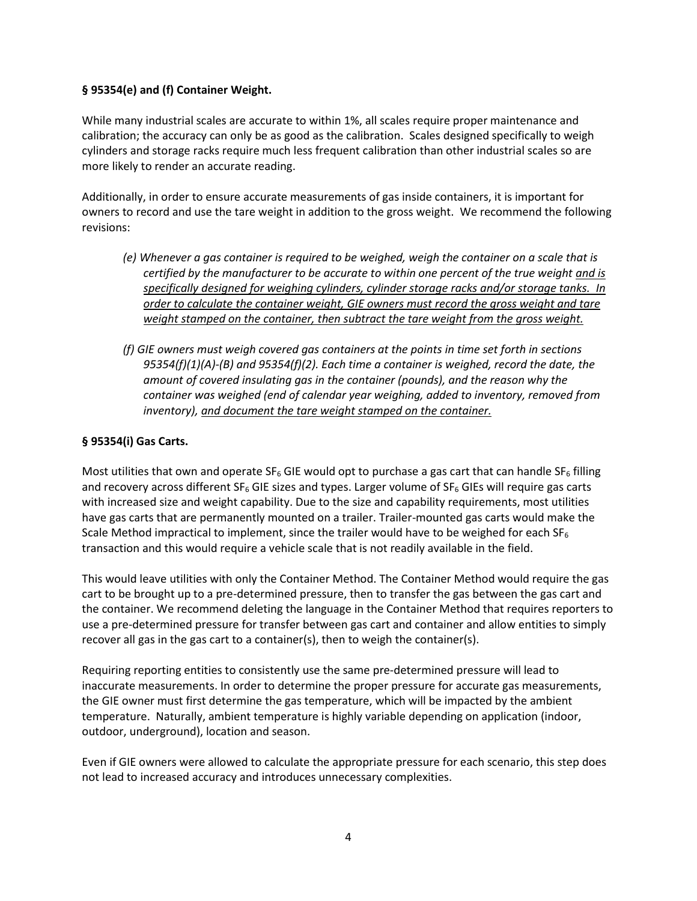**§ 95354(e) and (f) Container Weight.**

While many industrial scales are accurate to within 1%, all scales require proper maintenance and calibration; the accuracy can only be as good as the calibration. Scales designed specifically to weigh cylinders and storage racks require much less frequent calibration than other industrial scales so are more likely to render an accurate reading.

Additionally, in order to ensure accurate measurements of gas inside containers, it is important for owners to record and use the tare weight in addition to the gross weight. We recommend the following revisions:

> *(e) Whenever a gas container is required to be weighed, weigh the container on a scale that is certified by the manufacturer to be accurate to within one percent of the true weight <u>and is specifically designed for weighing cylinders, cylinder storage racks and/or storage tanks. In order to calculate the container weight, GIE owners must record the gross weight and tare weight stamped on the container, then subtract the tare weight from the gross weight.</u>*
>
> *(f) GIE owners must weigh covered gas containers at the points in time set forth in sections 95354(f)(1)(A)-(B) and 95354(f)(2). Each time a container is weighed, record the date, the amount of covered insulating gas in the container (pounds), and the reason why the container was weighed (end of calendar year weighing, added to inventory, removed from inventory), <u>and document the tare weight stamped on the container.</u>*

**§ 95354(i) Gas Carts.**

Most utilities that own and operate $SF_6$ GIE would opt to purchase a gas cart that can handle $SF_6$ filling and recovery across different $SF_6$ GIE sizes and types. Larger volume of $SF_6$ GIEs will require gas carts with increased size and weight capability. Due to the size and capability requirements, most utilities have gas carts that are permanently mounted on a trailer. Trailer-mounted gas carts would make the Scale Method impractical to implement, since the trailer would have to be weighed for each $SF_6$ transaction and this would require a vehicle scale that is not readily available in the field.

This would leave utilities with only the Container Method. The Container Method would require the gas cart to be brought up to a pre-determined pressure, then to transfer the gas between the gas cart and the container. We recommend deleting the language in the Container Method that requires reporters to use a pre-determined pressure for transfer between gas cart and container and allow entities to simply recover all gas in the gas cart to a container(s), then to weigh the container(s).

Requiring reporting entities to consistently use the same pre-determined pressure will lead to inaccurate measurements. In order to determine the proper pressure for accurate gas measurements, the GIE owner must first determine the gas temperature, which will be impacted by the ambient temperature. Naturally, ambient temperature is highly variable depending on application (indoor, outdoor, underground), location and season.

Even if GIE owners were allowed to calculate the appropriate pressure for each scenario, this step does not lead to increased accuracy and introduces unnecessary complexities.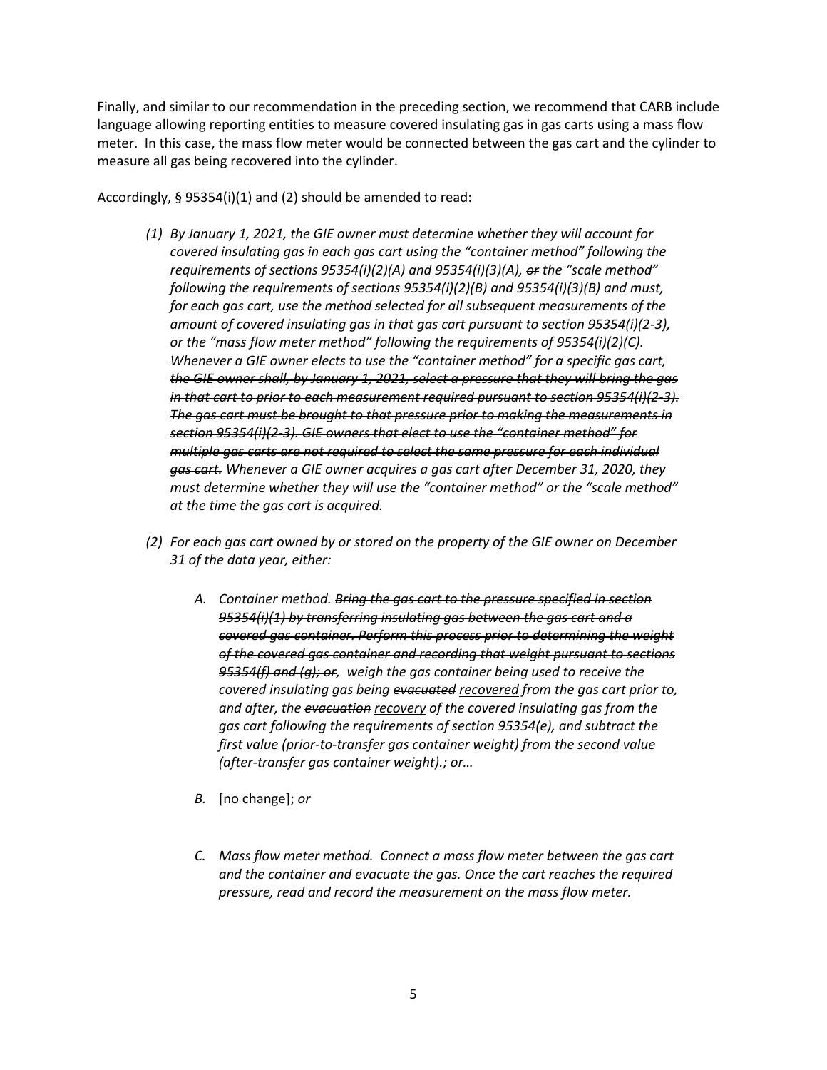Finally, and similar to our recommendation in the preceding section, we recommend that CARB include language allowing reporting entities to measure covered insulating gas in gas carts using a mass flow meter. In this case, the mass flow meter would be connected between the gas cart and the cylinder to measure all gas being recovered into the cylinder.

Accordingly, § 95354(i)(1) and (2) should be amended to read:

> *(1) By January 1, 2021, the GIE owner must determine whether they will account for covered insulating gas in each gas cart using the "container method" following the requirements of sections 95354(i)(2)(A) and 95354(i)(3)(A), ~~or~~ the "scale method" following the requirements of sections 95354(i)(2)(B) and 95354(i)(3)(B) and must, for each gas cart, use the method selected for all subsequent measurements of the amount of covered insulating gas in that gas cart pursuant to section 95354(i)(2-3), or the "mass flow meter method" following the requirements of 95354(i)(2)(C). ~~Whenever a GIE owner elects to use the "container method" for a specific gas cart, the GIE owner shall, by January 1, 2021, select a pressure that they will bring the gas in that cart to prior to each measurement required pursuant to section 95354(i)(2-3). The gas cart must be brought to that pressure prior to making the measurements in section 95354(i)(2-3). GIE owners that elect to use the "container method" for multiple gas carts are not required to select the same pressure for each individual gas cart.~~ Whenever a GIE owner acquires a gas cart after December 31, 2020, they must determine whether they will use the "container method" or the "scale method" at the time the gas cart is acquired.*
>
> *(2) For each gas cart owned by or stored on the property of the GIE owner on December 31 of the data year, either:*
>
> > *A. Container method. ~~Bring the gas cart to the pressure specified in section 95354(i)(1) by transferring insulating gas between the gas cart and a covered gas container. Perform this process prior to determining the weight of the covered gas container and recording that weight pursuant to sections 95354(f) and (g); or,~~ weigh the gas container being used to receive the covered insulating gas being ~~evacuated~~ <u>recovered</u> from the gas cart prior to, and after, the ~~evacuation~~ <u>recovery</u> of the covered insulating gas from the gas cart following the requirements of section 95354(e), and subtract the first value (prior-to-transfer gas container weight) from the second value (after-transfer gas container weight).; or…*
> >
> > *B.* [no change]; *or*
> >
> > *C. Mass flow meter method. Connect a mass flow meter between the gas cart and the container and evacuate the gas. Once the cart reaches the required pressure, read and record the measurement on the mass flow meter.*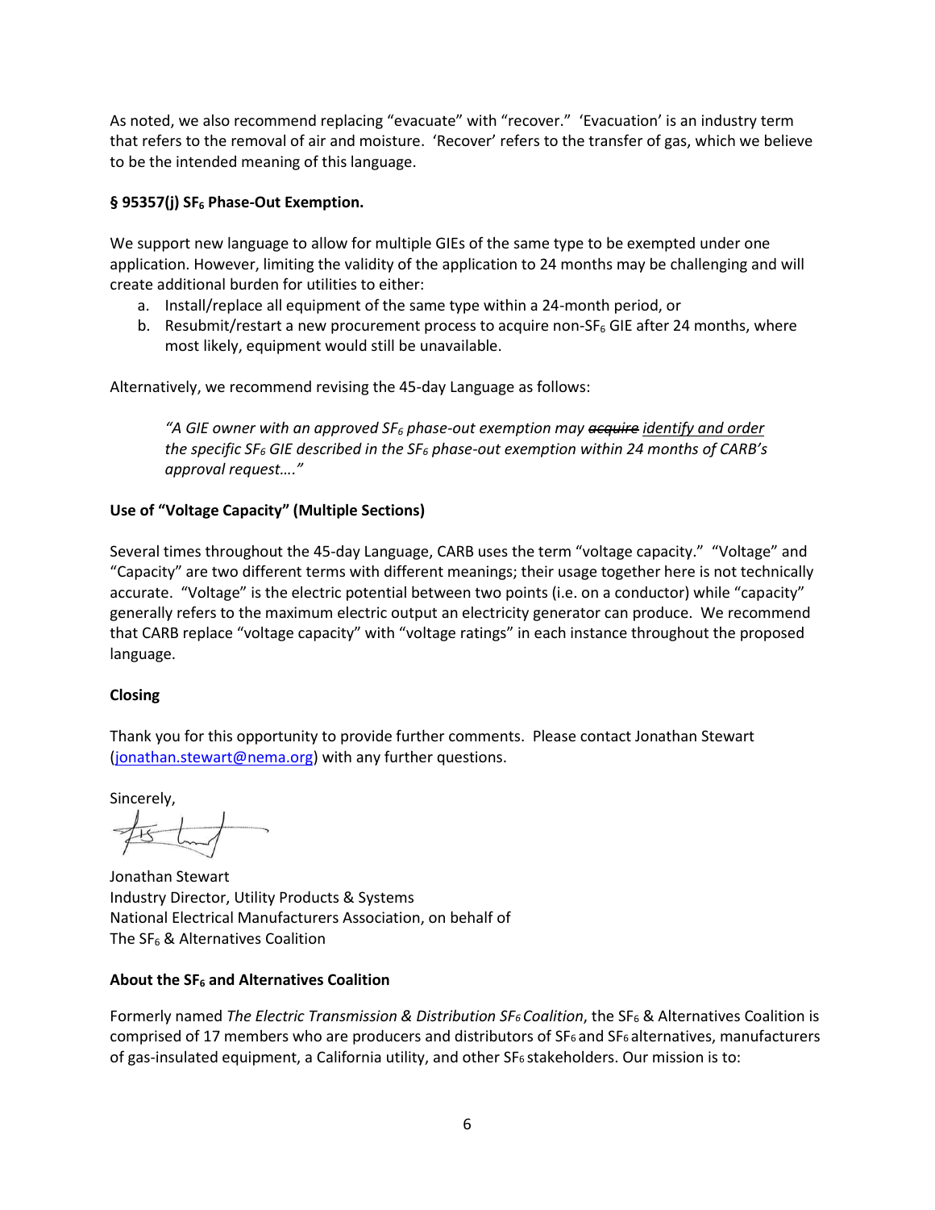As noted, we also recommend replacing "evacuate" with "recover." 'Evacuation' is an industry term that refers to the removal of air and moisture. 'Recover' refers to the transfer of gas, which we believe to be the intended meaning of this language.

**§ 95357(j) $SF_6$ Phase-Out Exemption.**

We support new language to allow for multiple GIEs of the same type to be exempted under one application. However, limiting the validity of the application to 24 months may be challenging and will create additional burden for utilities to either:

a. Install/replace all equipment of the same type within a 24-month period, or
b. Resubmit/restart a new procurement process to acquire non-$SF_6$ GIE after 24 months, where most likely, equipment would still be unavailable.

Alternatively, we recommend revising the 45-day Language as follows:

> *"A GIE owner with an approved $SF_6$ phase-out exemption may ~~acquire~~ <u>identify and order</u> the specific $SF_6$ GIE described in the $SF_6$ phase-out exemption within 24 months of CARB's approval request…."*

**Use of "Voltage Capacity" (Multiple Sections)**

Several times throughout the 45-day Language, CARB uses the term "voltage capacity." "Voltage" and "Capacity" are two different terms with different meanings; their usage together here is not technically accurate. "Voltage" is the electric potential between two points (i.e. on a conductor) while "capacity" generally refers to the maximum electric output an electricity generator can produce. We recommend that CARB replace "voltage capacity" with "voltage ratings" in each instance throughout the proposed language.

**Closing**

Thank you for this opportunity to provide further comments. Please contact Jonathan Stewart (jonathan.stewart@nema.org) with any further questions.

Sincerely,

Jonathan Stewart
Industry Director, Utility Products & Systems
National Electrical Manufacturers Association, on behalf of
The $SF_6$ & Alternatives Coalition

**About the $SF_6$ and Alternatives Coalition**

Formerly named *The Electric Transmission & Distribution $SF_6$ Coalition*, the $SF_6$ & Alternatives Coalition is comprised of 17 members who are producers and distributors of $SF_6$ and $SF_6$ alternatives, manufacturers of gas-insulated equipment, a California utility, and other $SF_6$ stakeholders. Our mission is to: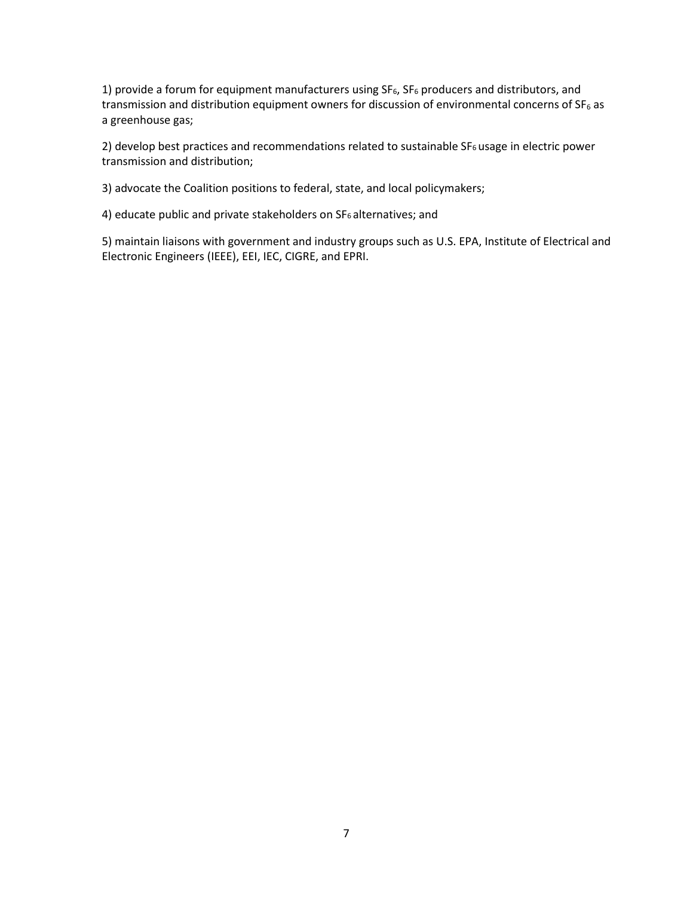1) provide a forum for equipment manufacturers using $SF_6$, $SF_6$ producers and distributors, and transmission and distribution equipment owners for discussion of environmental concerns of $SF_6$ as a greenhouse gas;

2) develop best practices and recommendations related to sustainable $SF_6$ usage in electric power transmission and distribution;

3) advocate the Coalition positions to federal, state, and local policymakers;

4) educate public and private stakeholders on $SF_6$ alternatives; and

5) maintain liaisons with government and industry groups such as U.S. EPA, Institute of Electrical and Electronic Engineers (IEEE), EEI, IEC, CIGRE, and EPRI.